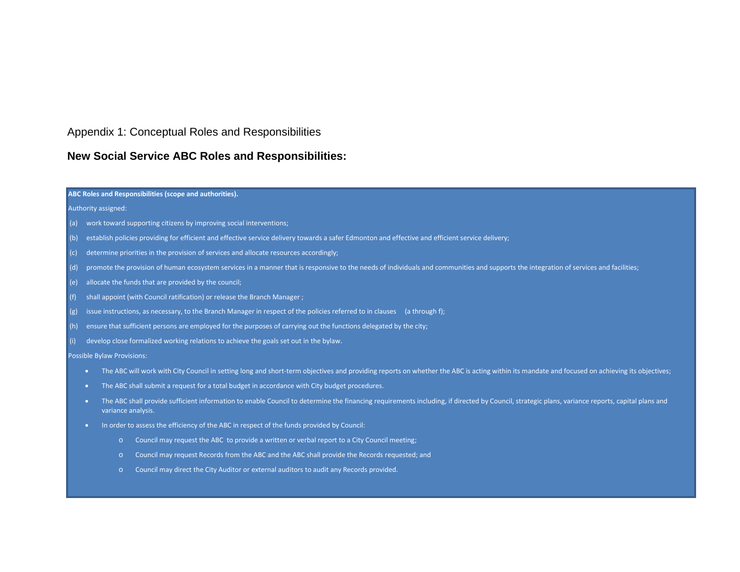Appendix 1: Conceptual Roles and Responsibilities

## New Social Service ABC Roles and Responsibilities:

**ABC Roles and Responsibilities (scope and authorities).**

Authority assigned:

(a) work toward supporting citizens by improving social interventions;

(b) establish policies providing for efficient and effective service delivery towards a safer Edmonton and effective and efficient service delivery;

(c) determine priorities in the provision of services and allocate resources accordingly;

(d) promote the provision of human ecosystem services in a manner that is responsive to the needs of individuals and communities and supports the integration of services and facilities;

(e) allocate the funds that are provided by the council;

(f) shall appoint (with Council ratification) or release the Branch Manager ;

(g) issue instructions, as necessary, to the Branch Manager in respect of the policies referred to in clauses (a through f);

(h) ensure that sufficient persons are employed for the purposes of carrying out the functions delegated by the city;

(i) develop close formalized working relations to achieve the goals set out in the bylaw.

Possible Bylaw Provisions:

- The ABC will work with City Council in setting long and short-term objectives and providing reports on whether the ABC is acting within its mandate and focused on achieving its objectives;
- The ABC shall submit a request for a total budget in accordance with City budget procedures.
- The ABC shall provide sufficient information to enable Council to determine the financing requirements including, if directed by Council, strategic plans, variance reports, capital plans and variance analysis.
- In order to assess the efficiency of the ABC in respect of the funds provided by Council:
  - Council may request the ABC to provide a written or verbal report to a City Council meeting;
  - Council may request Records from the ABC and the ABC shall provide the Records requested; and
  - Council may direct the City Auditor or external auditors to audit any Records provided.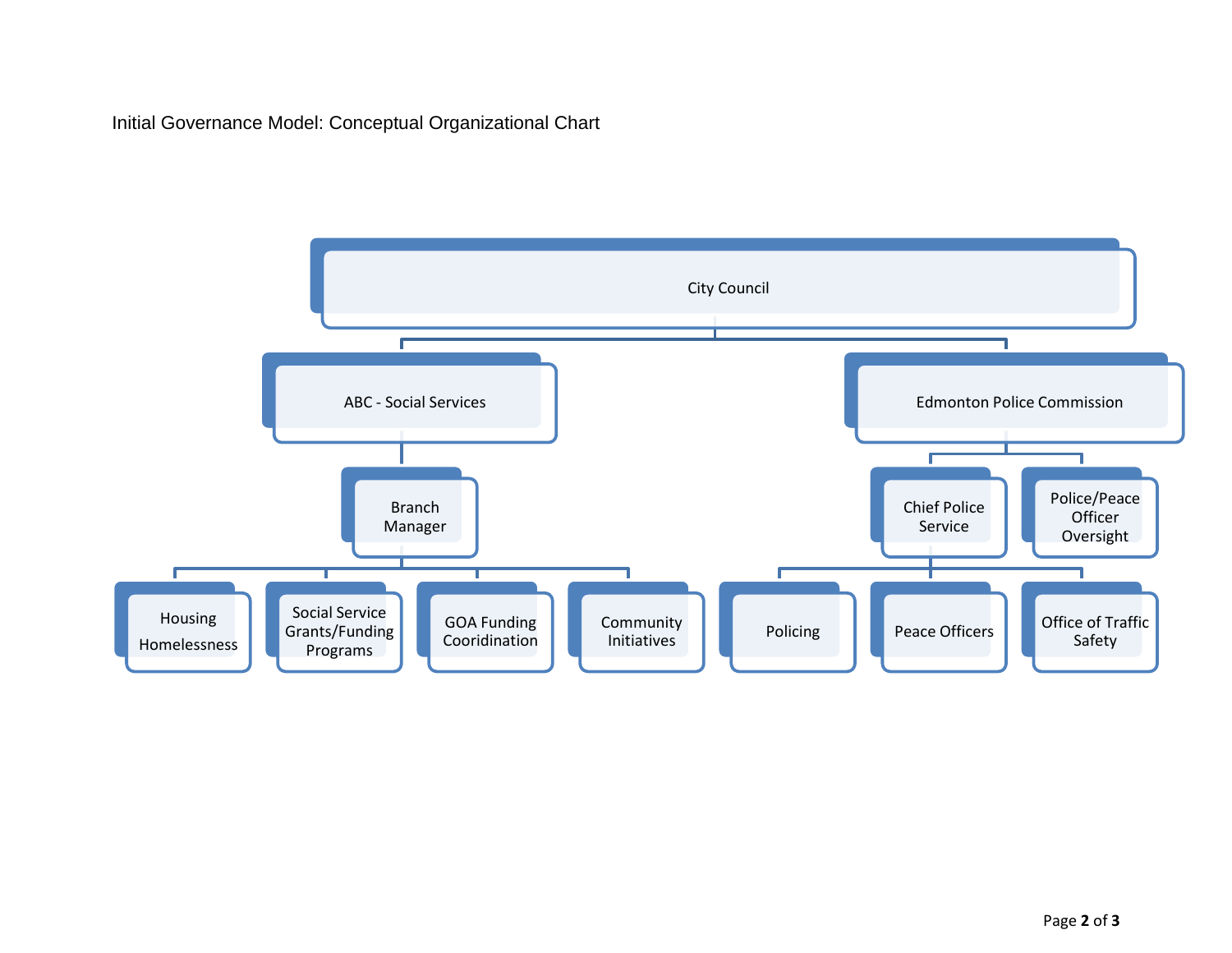Initial Governance Model: Conceptual Organizational Chart

- City Council
  - ABC - Social Services
    - Branch Manager
      - Housing Homelessness
      - Social Service Grants/Funding Programs
      - GOA Funding Cooridination
      - Community Initiatives
  - Edmonton Police Commission
    - Chief Police Service
      - Policing
      - Peace Officers
      - Office of Traffic Safety
    - Police/Peace Officer Oversight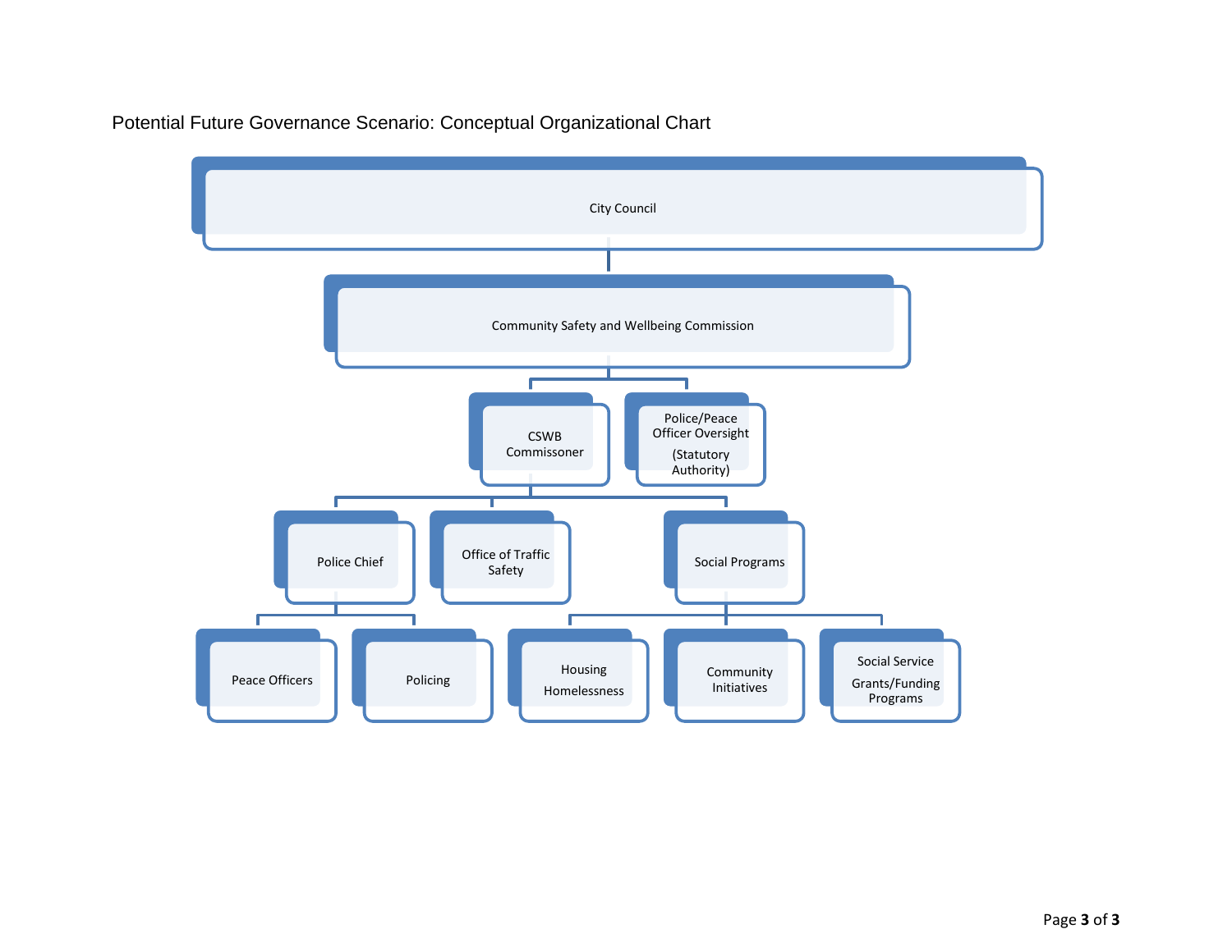Potential Future Governance Scenario: Conceptual Organizational Chart

City Council

Community Safety and Wellbeing Commission

CSWB Commissoner

Police/Peace Officer Oversight (Statutory Authority)

Police Chief

Office of Traffic Safety

Social Programs

Peace Officers

Policing

Housing Homelessness

Community Initiatives

Social Service Grants/Funding Programs